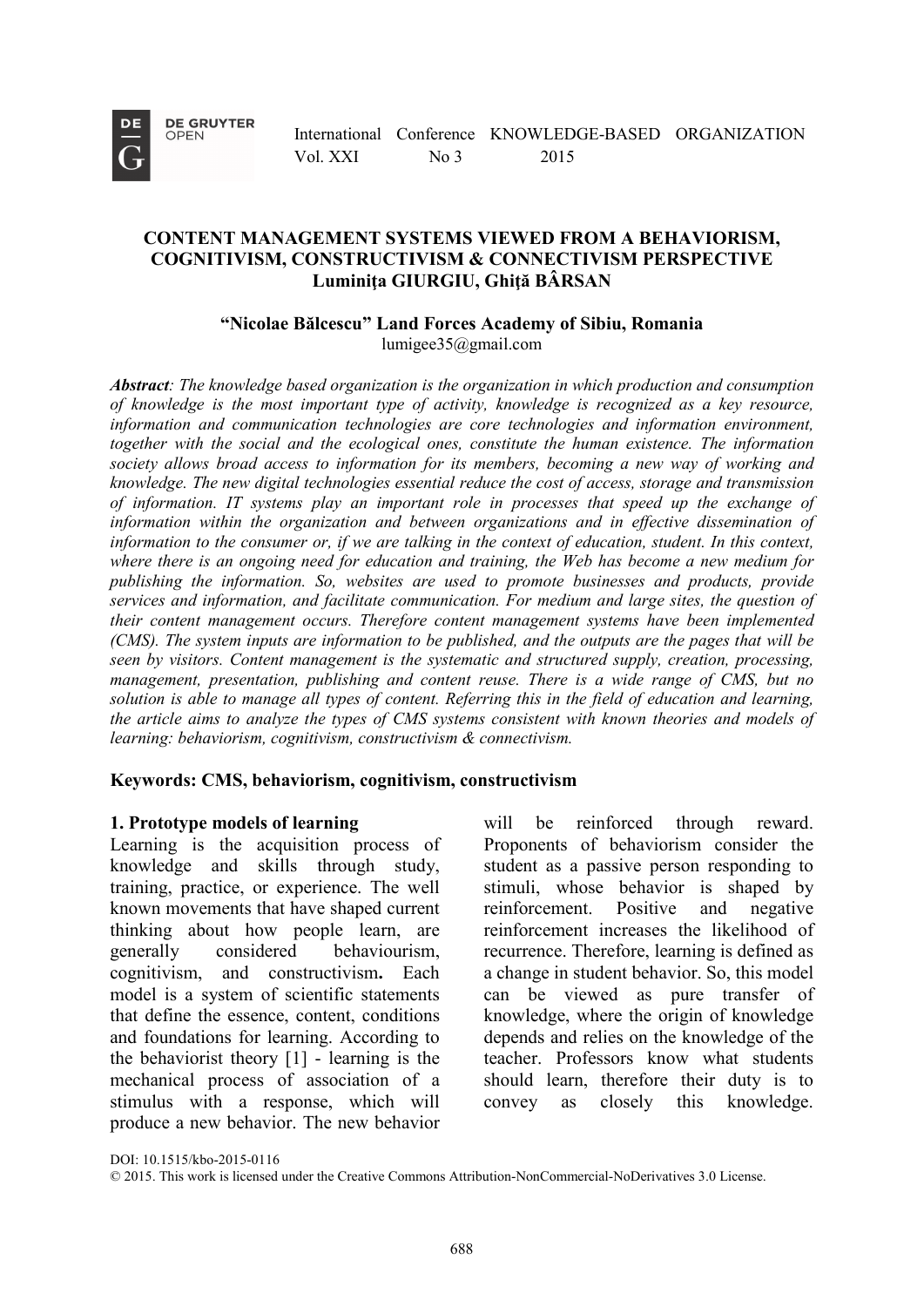# CONTENT MANAGEMENT SYSTEMS VIEWED FROM A BEHAVIORISM, COGNITIVISM, CONSTRUCTIVISM & CONNECTIVISM PERSPECTIVE

**Luminița GIURGIU, Ghiță BÂRSAN**

**"Nicolae Bălcescu" Land Forces Academy of Sibiu, Romania**
lumigee35@gmail.com

***Abstract**: The knowledge based organization is the organization in which production and consumption of knowledge is the most important type of activity, knowledge is recognized as a key resource, information and communication technologies are core technologies and information environment, together with the social and the ecological ones, constitute the human existence. The information society allows broad access to information for its members, becoming a new way of working and knowledge. The new digital technologies essential reduce the cost of access, storage and transmission of information. IT systems play an important role in processes that speed up the exchange of information within the organization and between organizations and in effective dissemination of information to the consumer or, if we are talking in the context of education, student. In this context, where there is an ongoing need for education and training, the Web has become a new medium for publishing the information. So, websites are used to promote businesses and products, provide services and information, and facilitate communication. For medium and large sites, the question of their content management occurs. Therefore content management systems have been implemented (CMS). The system inputs are information to be published, and the outputs are the pages that will be seen by visitors. Content management is the systematic and structured supply, creation, processing, management, presentation, publishing and content reuse. There is a wide range of CMS, but no solution is able to manage all types of content. Referring this in the field of education and learning, the article aims to analyze the types of CMS systems consistent with known theories and models of learning: behaviorism, cognitivism, constructivism & connectivism.*

**Keywords: CMS, behaviorism, cognitivism, constructivism**

## 1. Prototype models of learning

Learning is the acquisition process of knowledge and skills through study, training, practice, or experience. The well known movements that have shaped current thinking about how people learn, are generally considered behaviourism, cognitivism, and constructivism**.** Each model is a system of scientific statements that define the essence, content, conditions and foundations for learning. According to the behaviorist theory [1] - learning is the mechanical process of association of a stimulus with a response, which will produce a new behavior. The new behavior will be reinforced through reward. Proponents of behaviorism consider the student as a passive person responding to stimuli, whose behavior is shaped by reinforcement. Positive and negative reinforcement increases the likelihood of recurrence. Therefore, learning is defined as a change in student behavior. So, this model can be viewed as pure transfer of knowledge, where the origin of knowledge depends and relies on the knowledge of the teacher. Professors know what students should learn, therefore their duty is to convey as closely this knowledge.

DOI: 10.1515/kbo-2015-0116

© 2015. This work is licensed under the Creative Commons Attribution-NonCommercial-NoDerivatives 3.0 License.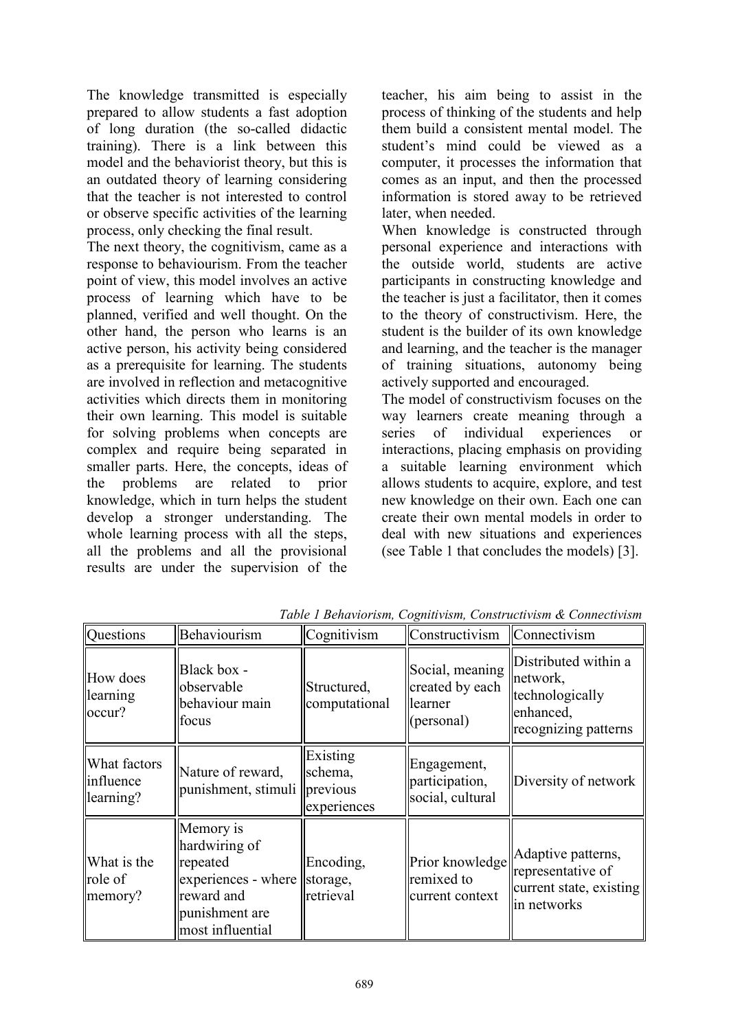The knowledge transmitted is especially prepared to allow students a fast adoption of long duration (the so-called didactic training). There is a link between this model and the behaviorist theory, but this is an outdated theory of learning considering that the teacher is not interested to control or observe specific activities of the learning process, only checking the final result.

The next theory, the cognitivism, came as a response to behaviourism. From the teacher point of view, this model involves an active process of learning which have to be planned, verified and well thought. On the other hand, the person who learns is an active person, his activity being considered as a prerequisite for learning. The students are involved in reflection and metacognitive activities which directs them in monitoring their own learning. This model is suitable for solving problems when concepts are complex and require being separated in smaller parts. Here, the concepts, ideas of the problems are related to prior knowledge, which in turn helps the student develop a stronger understanding. The whole learning process with all the steps, all the problems and all the provisional results are under the supervision of the teacher, his aim being to assist in the process of thinking of the students and help them build a consistent mental model. The student's mind could be viewed as a computer, it processes the information that comes as an input, and then the processed information is stored away to be retrieved later, when needed.

When knowledge is constructed through personal experience and interactions with the outside world, students are active participants in constructing knowledge and the teacher is just a facilitator, then it comes to the theory of constructivism. Here, the student is the builder of its own knowledge and learning, and the teacher is the manager of training situations, autonomy being actively supported and encouraged.

The model of constructivism focuses on the way learners create meaning through a series of individual experiences or interactions, placing emphasis on providing a suitable learning environment which allows students to acquire, explore, and test new knowledge on their own. Each one can create their own mental models in order to deal with new situations and experiences (see Table 1 that concludes the models) [3].

*Table 1 Behaviorism, Cognitivism, Constructivism & Connectivism*

| Questions | Behaviourism | Cognitivism | Constructivism | Connectivism |
|---|---|---|---|---|
| How does learning occur? | Black box - observable behaviour main focus | Structured, computational | Social, meaning created by each learner (personal) | Distributed within a network, technologically enhanced, recognizing patterns |
| What factors influence learning? | Nature of reward, punishment, stimuli | Existing schema, previous experiences | Engagement, participation, social, cultural | Diversity of network |
| What is the role of memory? | Memory is hardwiring of repeated experiences - where reward and punishment are most influential | Encoding, storage, retrieval | Prior knowledge remixed to current context | Adaptive patterns, representative of current state, existing in networks |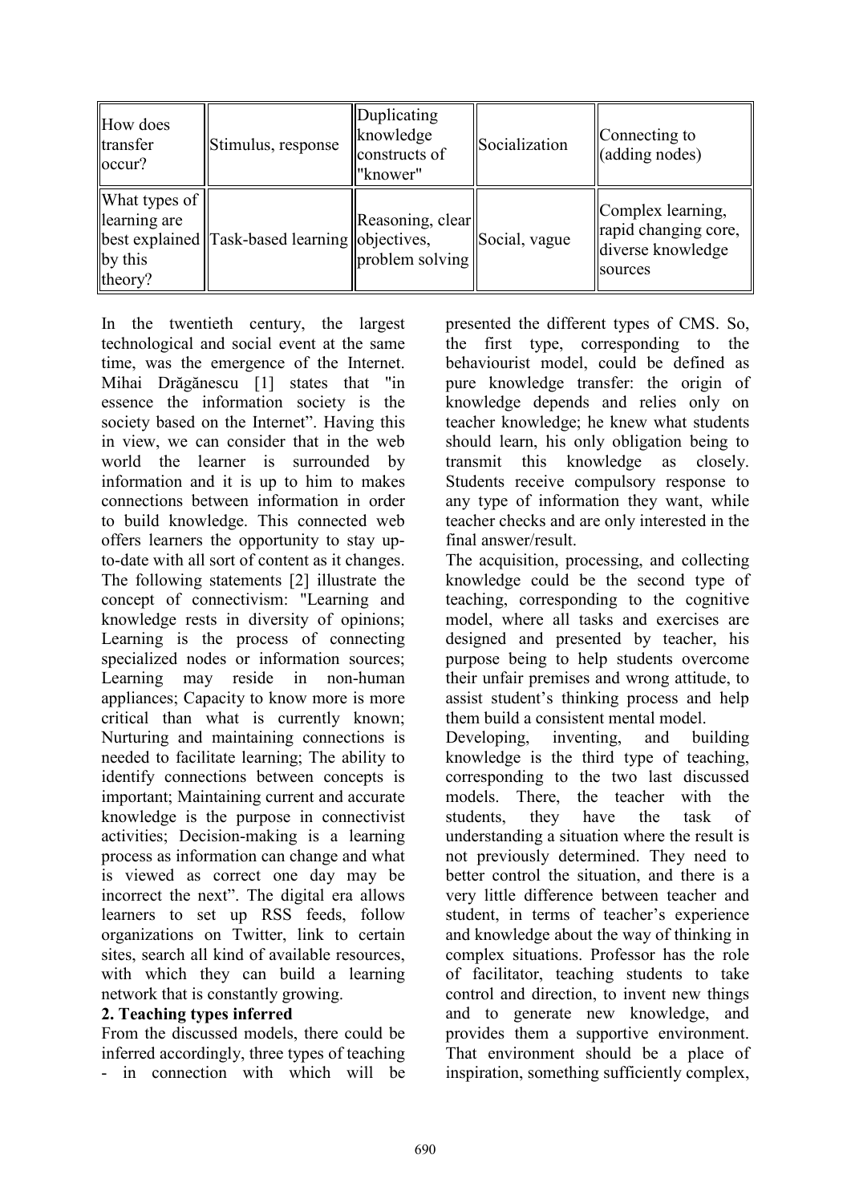| How does transfer occur? | Stimulus, response | Duplicating knowledge constructs of "knower" | Socialization | Connecting to (adding nodes) |
|---|---|---|---|---|
| What types of learning are best explained by this theory? | Task-based learning | Reasoning, clear objectives, problem solving | Social, vague | Complex learning, rapid changing core, diverse knowledge sources |

In the twentieth century, the largest technological and social event at the same time, was the emergence of the Internet. Mihai Drăgănescu [1] states that "in essence the information society is the society based on the Internet". Having this in view, we can consider that in the web world the learner is surrounded by information and it is up to him to makes connections between information in order to build knowledge. This connected web offers learners the opportunity to stay up-to-date with all sort of content as it changes. The following statements [2] illustrate the concept of connectivism: "Learning and knowledge rests in diversity of opinions; Learning is the process of connecting specialized nodes or information sources; Learning may reside in non-human appliances; Capacity to know more is more critical than what is currently known; Nurturing and maintaining connections is needed to facilitate learning; The ability to identify connections between concepts is important; Maintaining current and accurate knowledge is the purpose in connectivist activities; Decision-making is a learning process as information can change and what is viewed as correct one day may be incorrect the next". The digital era allows learners to set up RSS feeds, follow organizations on Twitter, link to certain sites, search all kind of available resources, with which they can build a learning network that is constantly growing.

## 2. Teaching types inferred

From the discussed models, there could be inferred accordingly, three types of teaching - in connection with which will be presented the different types of CMS. So, the first type, corresponding to the behaviourist model, could be defined as pure knowledge transfer: the origin of knowledge depends and relies only on teacher knowledge; he knew what students should learn, his only obligation being to transmit this knowledge as closely. Students receive compulsory response to any type of information they want, while teacher checks and are only interested in the final answer/result.

The acquisition, processing, and collecting knowledge could be the second type of teaching, corresponding to the cognitive model, where all tasks and exercises are designed and presented by teacher, his purpose being to help students overcome their unfair premises and wrong attitude, to assist student's thinking process and help them build a consistent mental model.

Developing, inventing, and building knowledge is the third type of teaching, corresponding to the two last discussed models. There, the teacher with the students, they have the task of understanding a situation where the result is not previously determined. They need to better control the situation, and there is a very little difference between teacher and student, in terms of teacher's experience and knowledge about the way of thinking in complex situations. Professor has the role of facilitator, teaching students to take control and direction, to invent new things and to generate new knowledge, and provides them a supportive environment. That environment should be a place of inspiration, something sufficiently complex,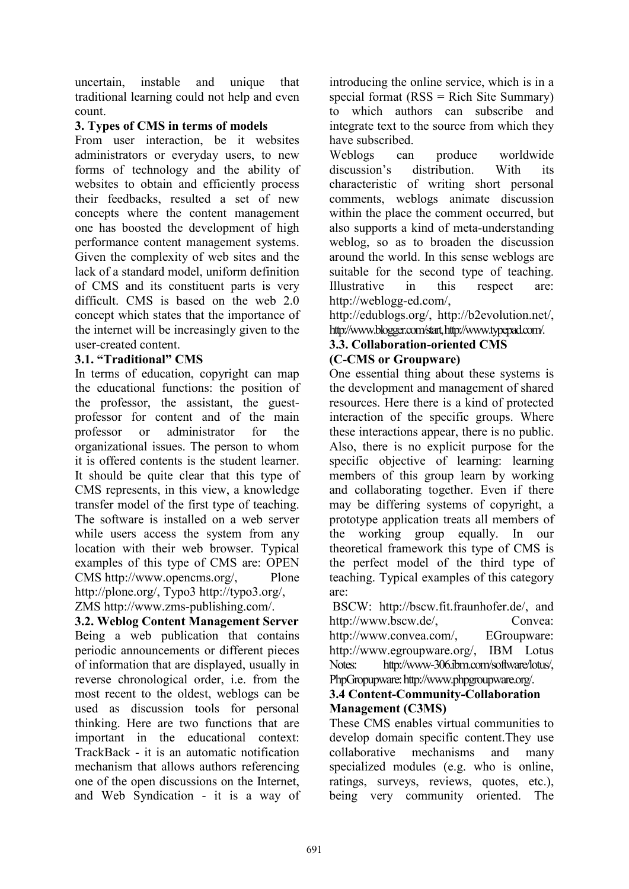uncertain, instable and unique that traditional learning could not help and even count.

### 3. Types of CMS in terms of models

From user interaction, be it websites administrators or everyday users, to new forms of technology and the ability of websites to obtain and efficiently process their feedbacks, resulted a set of new concepts where the content management one has boosted the development of high performance content management systems. Given the complexity of web sites and the lack of a standard model, uniform definition of CMS and its constituent parts is very difficult. CMS is based on the web 2.0 concept which states that the importance of the internet will be increasingly given to the user-created content.

#### 3.1. "Traditional" CMS

In terms of education, copyright can map the educational functions: the position of the professor, the assistant, the guest-professor for content and of the main professor or administrator for the organizational issues. The person to whom it is offered contents is the student learner. It should be quite clear that this type of CMS represents, in this view, a knowledge transfer model of the first type of teaching. The software is installed on a web server while users access the system from any location with their web browser. Typical examples of this type of CMS are: OPEN CMS http://www.opencms.org/, Plone http://plone.org/, Typo3 http://typo3.org/, ZMS http://www.zms-publishing.com/.

#### 3.2. Weblog Content Management Server

Being a web publication that contains periodic announcements or different pieces of information that are displayed, usually in reverse chronological order, i.e. from the most recent to the oldest, weblogs can be used as discussion tools for personal thinking. Here are two functions that are important in the educational context: TrackBack - it is an automatic notification mechanism that allows authors referencing one of the open discussions on the Internet, and Web Syndication - it is a way of introducing the online service, which is in a special format (RSS = Rich Site Summary) to which authors can subscribe and integrate text to the source from which they have subscribed.

Weblogs can produce worldwide discussion's distribution. With its characteristic of writing short personal comments, weblogs animate discussion within the place the comment occurred, but also supports a kind of meta-understanding weblog, so as to broaden the discussion around the world. In this sense weblogs are suitable for the second type of teaching. Illustrative in this respect are: http://weblogg-ed.com/, http://edublogs.org/, http://b2evolution.net/, http://www.blogger.com/start, http://www.typepad.com/.

#### 3.3. Collaboration-oriented CMS (C-CMS or Groupware)

One essential thing about these systems is the development and management of shared resources. Here there is a kind of protected interaction of the specific groups. Where these interactions appear, there is no public. Also, there is no explicit purpose for the specific objective of learning: learning members of this group learn by working and collaborating together. Even if there may be differing systems of copyright, a prototype application treats all members of the working group equally. In our theoretical framework this type of CMS is the perfect model of the third type of teaching. Typical examples of this category are:

BSCW: http://bscw.fit.fraunhofer.de/, and http://www.bscw.de/, Convea: http://www.convea.com/, EGroupware: http://www.egroupware.org/, IBM Lotus Notes: http://www-306.ibm.com/software/lotus/, PhpGropupware: http://www.phpgroupware.org/.

#### 3.4 Content-Community-Collaboration Management (C3MS)

These CMS enables virtual communities to develop domain specific content.They use collaborative mechanisms and many specialized modules (e.g. who is online, ratings, surveys, reviews, quotes, etc.), being very community oriented. The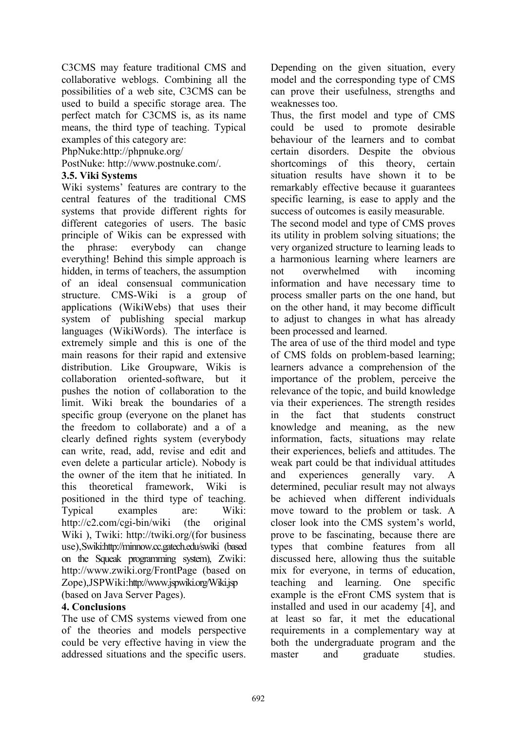C3CMS may feature traditional CMS and collaborative weblogs. Combining all the possibilities of a web site, C3CMS can be used to build a specific storage area. The perfect match for C3CMS is, as its name means, the third type of teaching. Typical examples of this category are:

PhpNuke:http://phpnuke.org/

PostNuke: http://www.postnuke.com/.

### 3.5. Viki Systems

Wiki systems' features are contrary to the central features of the traditional CMS systems that provide different rights for different categories of users. The basic principle of Wikis can be expressed with the phrase: everybody can change everything! Behind this simple approach is hidden, in terms of teachers, the assumption of an ideal consensual communication structure. CMS-Wiki is a group of applications (WikiWebs) that uses their system of publishing special markup languages (WikiWords). The interface is extremely simple and this is one of the main reasons for their rapid and extensive distribution. Like Groupware, Wikis is collaboration oriented-software, but it pushes the notion of collaboration to the limit. Wiki break the boundaries of a specific group (everyone on the planet has the freedom to collaborate) and a of a clearly defined rights system (everybody can write, read, add, revise and edit and even delete a particular article). Nobody is the owner of the item that he initiated. In this theoretical framework, Wiki is positioned in the third type of teaching. Typical examples are: Wiki: http://c2.com/cgi-bin/wiki (the original Wiki ), Twiki: http://twiki.org/(for business use),Swiki:http://minnow.cc.gatech.edu/swiki (based on the Squeak programming system), Zwiki: http://www.zwiki.org/FrontPage (based on Zope),JSPWiki:http://www.jspwiki.org/Wiki.jsp (based on Java Server Pages).

## 4. Conclusions

The use of CMS systems viewed from one of the theories and models perspective could be very effective having in view the addressed situations and the specific users. Depending on the given situation, every model and the corresponding type of CMS can prove their usefulness, strengths and weaknesses too.

Thus, the first model and type of CMS could be used to promote desirable behaviour of the learners and to combat certain disorders. Despite the obvious shortcomings of this theory, certain situation results have shown it to be remarkably effective because it guarantees specific learning, is ease to apply and the success of outcomes is easily measurable.

The second model and type of CMS proves its utility in problem solving situations; the very organized structure to learning leads to a harmonious learning where learners are not overwhelmed with incoming information and have necessary time to process smaller parts on the one hand, but on the other hand, it may become difficult to adjust to changes in what has already been processed and learned.

The area of use of the third model and type of CMS folds on problem-based learning; learners advance a comprehension of the importance of the problem, perceive the relevance of the topic, and build knowledge via their experiences. The strength resides in the fact that students construct knowledge and meaning, as the new information, facts, situations may relate their experiences, beliefs and attitudes. The weak part could be that individual attitudes and experiences generally vary. A determined, peculiar result may not always be achieved when different individuals move toward to the problem or task. A closer look into the CMS system's world, prove to be fascinating, because there are types that combine features from all discussed here, allowing thus the suitable mix for everyone, in terms of education, teaching and learning. One specific example is the eFront CMS system that is installed and used in our academy [4], and at least so far, it met the educational requirements in a complementary way at both the undergraduate program and the master and graduate studies.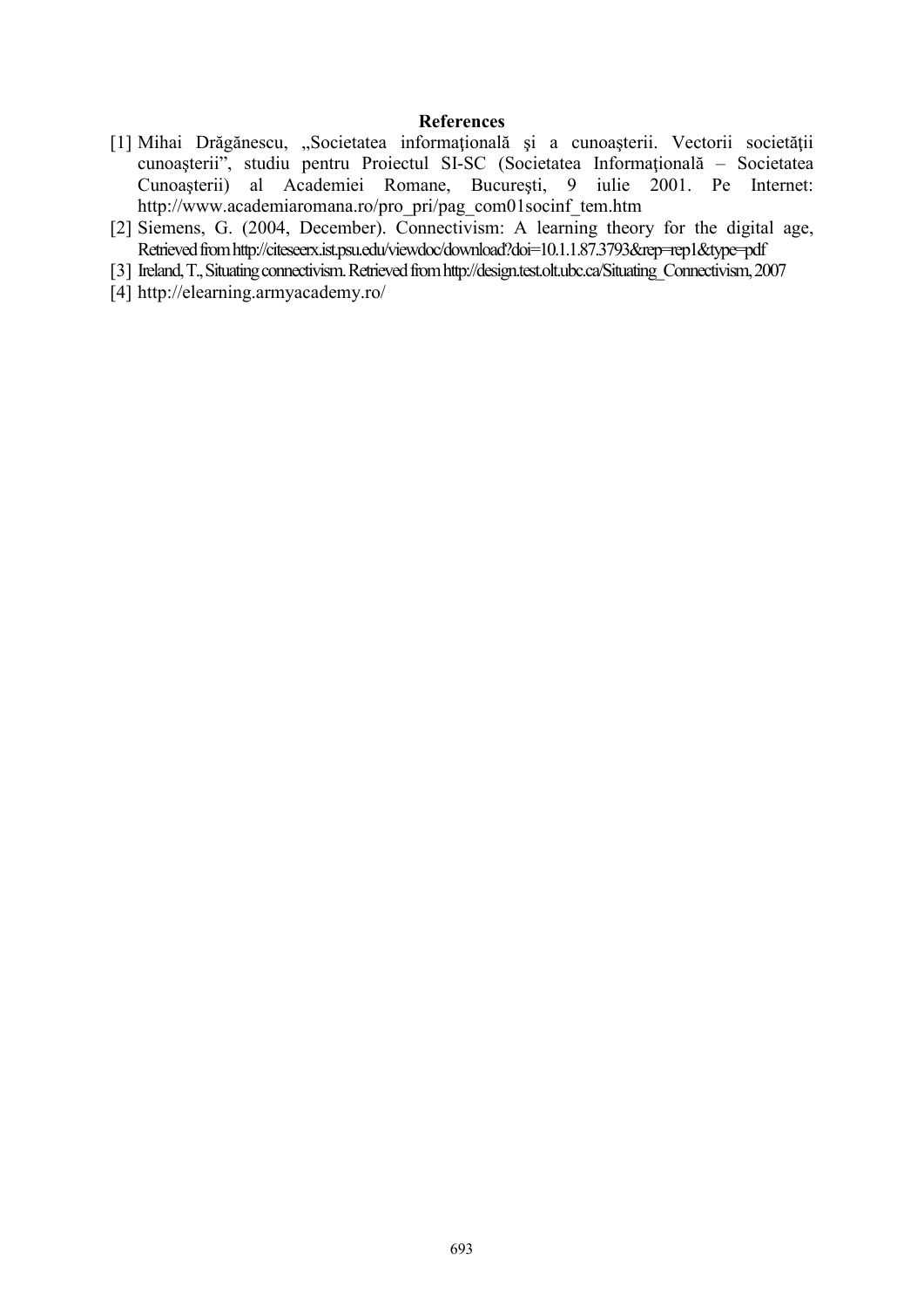**References**

[1] Mihai Drăgănescu, „Societatea informaţională şi a cunoaşterii. Vectorii societăţii cunoaşterii", studiu pentru Proiectul SI-SC (Societatea Informaţională – Societatea Cunoaşterii) al Academiei Romane, Bucureşti, 9 iulie 2001. Pe Internet: http://www.academiaromana.ro/pro_pri/pag_com01socinf_tem.htm

[2] Siemens, G. (2004, December). Connectivism: A learning theory for the digital age, Retrieved from http://citeseerx.ist.psu.edu/viewdoc/download?doi=10.1.1.87.3793&rep=rep1&type=pdf

[3] Ireland, T., Situating connectivism. Retrieved from http://design.test.olt.ubc.ca/Situating_Connectivism, 2007

[4] http://elearning.armyacademy.ro/